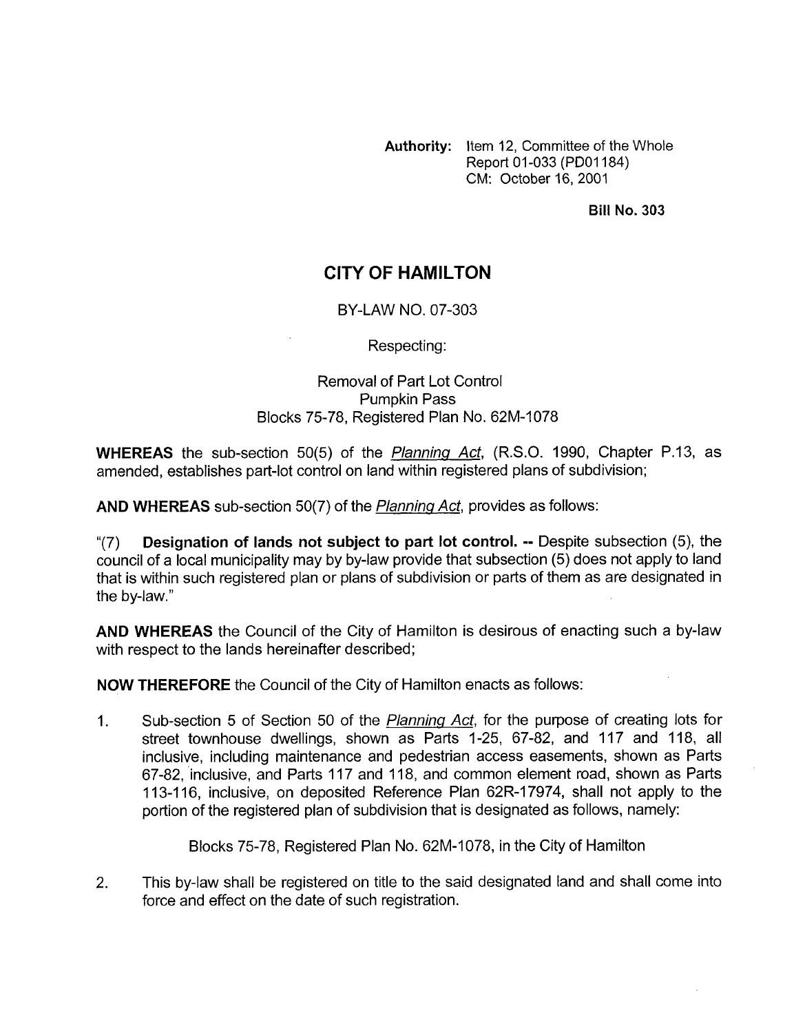**Authority:** Item 12, Committee of the Whole
Report 01-033 (PD01184)
CM: October 16, 2001

**Bill No. 303**

# CITY OF HAMILTON

BY-LAW NO. 07-303

Respecting:

Removal of Part Lot Control
Pumpkin Pass
Blocks 75-78, Registered Plan No. 62M-1078

**WHEREAS** the sub-section 50(5) of the _Planning Act_, (R.S.O. 1990, Chapter P.13, as amended, establishes part-lot control on land within registered plans of subdivision;

**AND WHEREAS** sub-section 50(7) of the _Planning Act_, provides as follows:

"(7) **Designation of lands not subject to part lot control. --** Despite subsection (5), the council of a local municipality may by by-law provide that subsection (5) does not apply to land that is within such registered plan or plans of subdivision or parts of them as are designated in the by-law."

**AND WHEREAS** the Council of the City of Hamilton is desirous of enacting such a by-law with respect to the lands hereinafter described;

**NOW THEREFORE** the Council of the City of Hamilton enacts as follows:

1. Sub-section 5 of Section 50 of the _Planning Act_, for the purpose of creating lots for street townhouse dwellings, shown as Parts 1-25, 67-82, and 117 and 118, all inclusive, including maintenance and pedestrian access easements, shown as Parts 67-82, inclusive, and Parts 117 and 118, and common element road, shown as Parts 113-116, inclusive, on deposited Reference Plan 62R-17974, shall not apply to the portion of the registered plan of subdivision that is designated as follows, namely:

   Blocks 75-78, Registered Plan No. 62M-1078, in the City of Hamilton

2. This by-law shall be registered on title to the said designated land and shall come into force and effect on the date of such registration.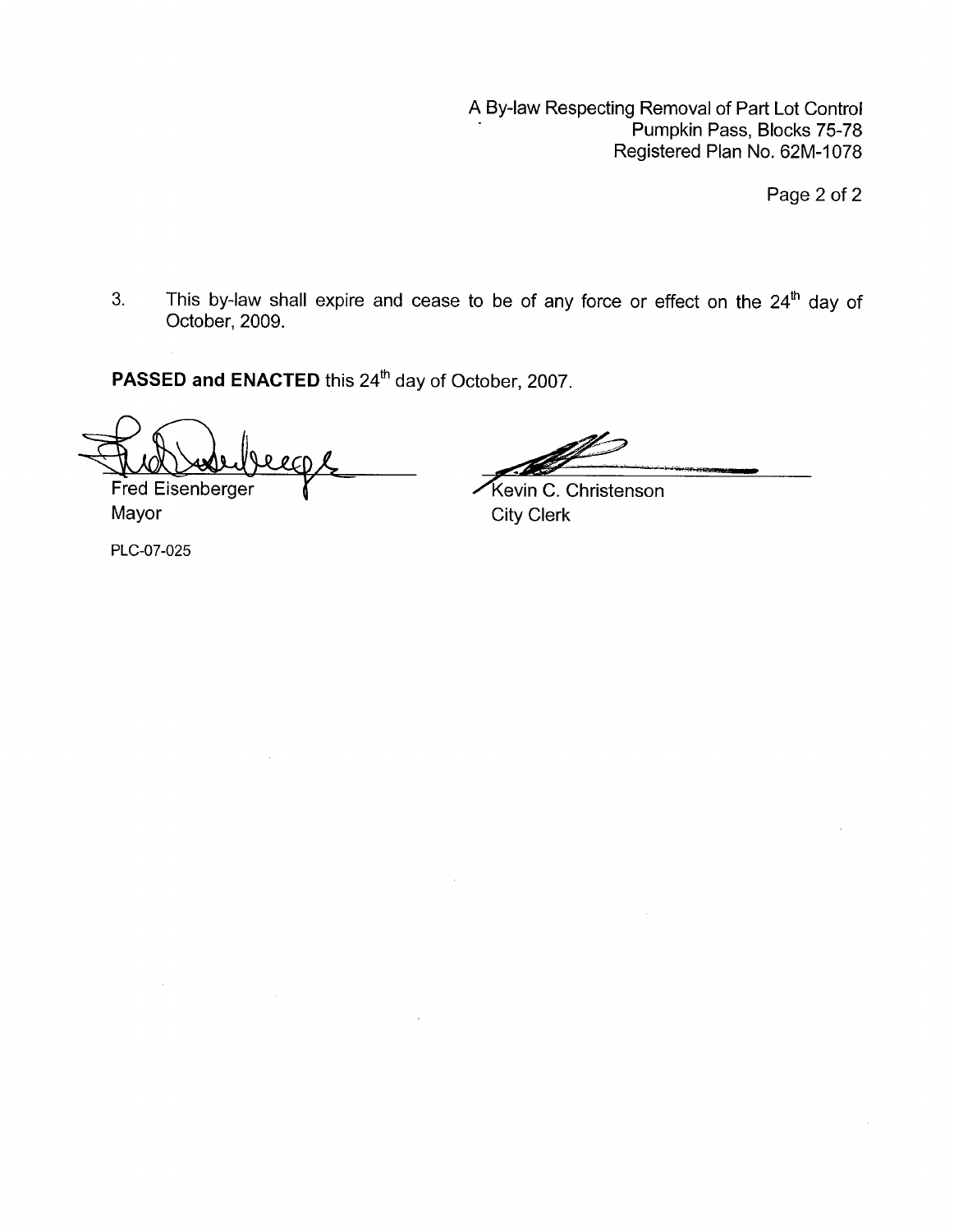3. This by-law shall expire and cease to be of any force or effect on the 24th day of October, 2009.

**PASSED and ENACTED** this 24th day of October, 2007.

Fred Eisenberger
Mayor

Kevin C. Christenson
City Clerk

PLC-07-025